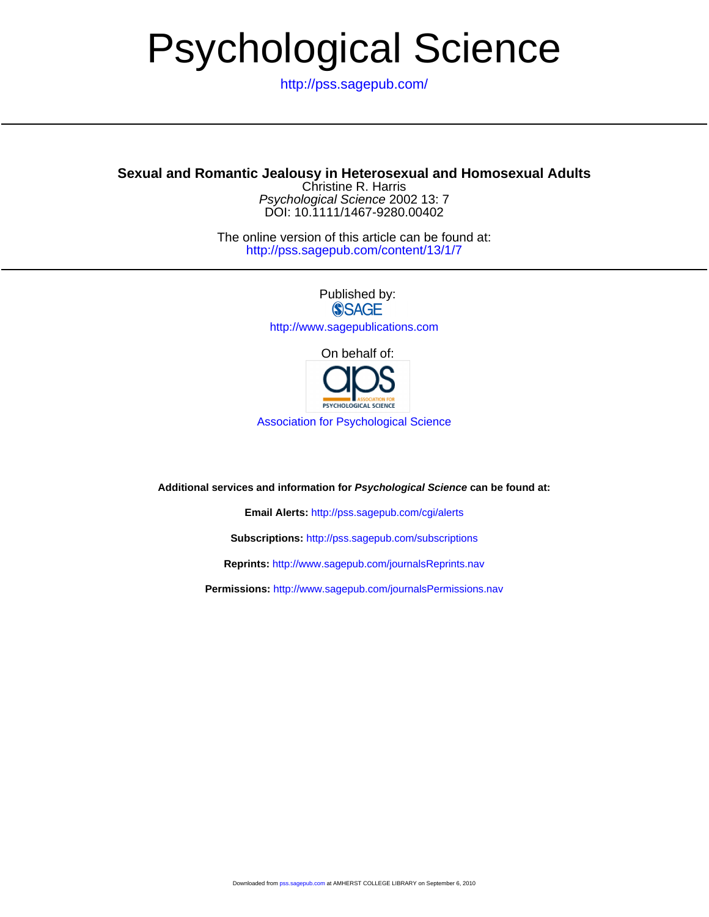# Psychological Science

http://pss.sagepub.com/

---

**Sexual and Romantic Jealousy in Heterosexual and Homosexual Adults**

Christine R. Harris

*Psychological Science* 2002 13: 7

DOI: 10.1111/1467-9280.00402

The online version of this article can be found at:
http://pss.sagepub.com/content/13/1/7

---

Published by:

SAGE

http://www.sagepublications.com

On behalf of:

Association for Psychological Science

**Additional services and information for *Psychological Science* can be found at:**

**Email Alerts:** http://pss.sagepub.com/cgi/alerts

**Subscriptions:** http://pss.sagepub.com/subscriptions

**Reprints:** http://www.sagepub.com/journalsReprints.nav

**Permissions:** http://www.sagepub.com/journalsPermissions.nav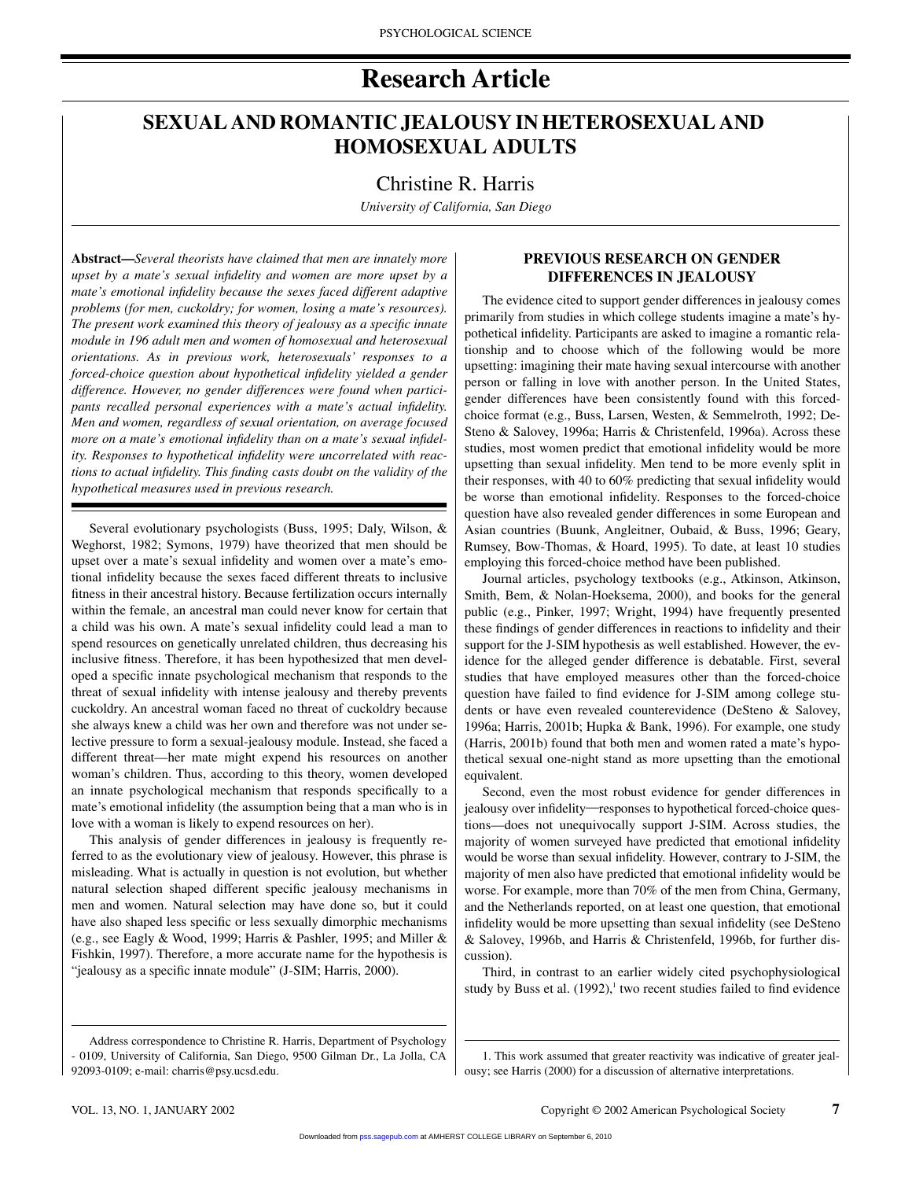# Research Article

## SEXUAL AND ROMANTIC JEALOUSY IN HETEROSEXUAL AND HOMOSEXUAL ADULTS

Christine R. Harris

*University of California, San Diego*

**Abstract—***Several theorists have claimed that men are innately more upset by a mate's sexual infidelity and women are more upset by a mate's emotional infidelity because the sexes faced different adaptive problems (for men, cuckoldry; for women, losing a mate's resources). The present work examined this theory of jealousy as a specific innate module in 196 adult men and women of homosexual and heterosexual orientations. As in previous work, heterosexuals' responses to a forced-choice question about hypothetical infidelity yielded a gender difference. However, no gender differences were found when participants recalled personal experiences with a mate's actual infidelity. Men and women, regardless of sexual orientation, on average focused more on a mate's emotional infidelity than on a mate's sexual infidelity. Responses to hypothetical infidelity were uncorrelated with reactions to actual infidelity. This finding casts doubt on the validity of the hypothetical measures used in previous research.*

Several evolutionary psychologists (Buss, 1995; Daly, Wilson, & Weghorst, 1982; Symons, 1979) have theorized that men should be upset over a mate's sexual infidelity and women over a mate's emotional infidelity because the sexes faced different threats to inclusive fitness in their ancestral history. Because fertilization occurs internally within the female, an ancestral man could never know for certain that a child was his own. A mate's sexual infidelity could lead a man to spend resources on genetically unrelated children, thus decreasing his inclusive fitness. Therefore, it has been hypothesized that men developed a specific innate psychological mechanism that responds to the threat of sexual infidelity with intense jealousy and thereby prevents cuckoldry. An ancestral woman faced no threat of cuckoldry because she always knew a child was her own and therefore was not under selective pressure to form a sexual-jealousy module. Instead, she faced a different threat—her mate might expend his resources on another woman's children. Thus, according to this theory, women developed an innate psychological mechanism that responds specifically to a mate's emotional infidelity (the assumption being that a man who is in love with a woman is likely to expend resources on her).

This analysis of gender differences in jealousy is frequently referred to as the evolutionary view of jealousy. However, this phrase is misleading. What is actually in question is not evolution, but whether natural selection shaped different specific jealousy mechanisms in men and women. Natural selection may have done so, but it could have also shaped less specific or less sexually dimorphic mechanisms (e.g., see Eagly & Wood, 1999; Harris & Pashler, 1995; and Miller & Fishkin, 1997). Therefore, a more accurate name for the hypothesis is "jealousy as a specific innate module" (J-SIM; Harris, 2000).

Address correspondence to Christine R. Harris, Department of Psychology - 0109, University of California, San Diego, 9500 Gilman Dr., La Jolla, CA 92093-0109; e-mail: charris@psy.ucsd.edu.

### PREVIOUS RESEARCH ON GENDER DIFFERENCES IN JEALOUSY

The evidence cited to support gender differences in jealousy comes primarily from studies in which college students imagine a mate's hypothetical infidelity. Participants are asked to imagine a romantic relationship and to choose which of the following would be more upsetting: imagining their mate having sexual intercourse with another person or falling in love with another person. In the United States, gender differences have been consistently found with this forced-choice format (e.g., Buss, Larsen, Westen, & Semmelroth, 1992; DeSteno & Salovey, 1996a; Harris & Christenfeld, 1996a). Across these studies, most women predict that emotional infidelity would be more upsetting than sexual infidelity. Men tend to be more evenly split in their responses, with 40 to 60% predicting that sexual infidelity would be worse than emotional infidelity. Responses to the forced-choice question have also revealed gender differences in some European and Asian countries (Buunk, Angleitner, Oubaid, & Buss, 1996; Geary, Rumsey, Bow-Thomas, & Hoard, 1995). To date, at least 10 studies employing this forced-choice method have been published.

Journal articles, psychology textbooks (e.g., Atkinson, Atkinson, Smith, Bem, & Nolan-Hoeksema, 2000), and books for the general public (e.g., Pinker, 1997; Wright, 1994) have frequently presented these findings of gender differences in reactions to infidelity and their support for the J-SIM hypothesis as well established. However, the evidence for the alleged gender difference is debatable. First, several studies that have employed measures other than the forced-choice question have failed to find evidence for J-SIM among college students or have even revealed counterevidence (DeSteno & Salovey, 1996a; Harris, 2001b; Hupka & Bank, 1996). For example, one study (Harris, 2001b) found that both men and women rated a mate's hypothetical sexual one-night stand as more upsetting than the emotional equivalent.

Second, even the most robust evidence for gender differences in jealousy over infidelity—responses to hypothetical forced-choice questions—does not unequivocally support J-SIM. Across studies, the majority of women surveyed have predicted that emotional infidelity would be worse than sexual infidelity. However, contrary to J-SIM, the majority of men also have predicted that emotional infidelity would be worse. For example, more than 70% of the men from China, Germany, and the Netherlands reported, on at least one question, that emotional infidelity would be more upsetting than sexual infidelity (see DeSteno & Salovey, 1996b, and Harris & Christenfeld, 1996b, for further discussion).

Third, in contrast to an earlier widely cited psychophysiological study by Buss et al. (1992),[1] two recent studies failed to find evidence

1. This work assumed that greater reactivity was indicative of greater jealousy; see Harris (2000) for a discussion of alternative interpretations.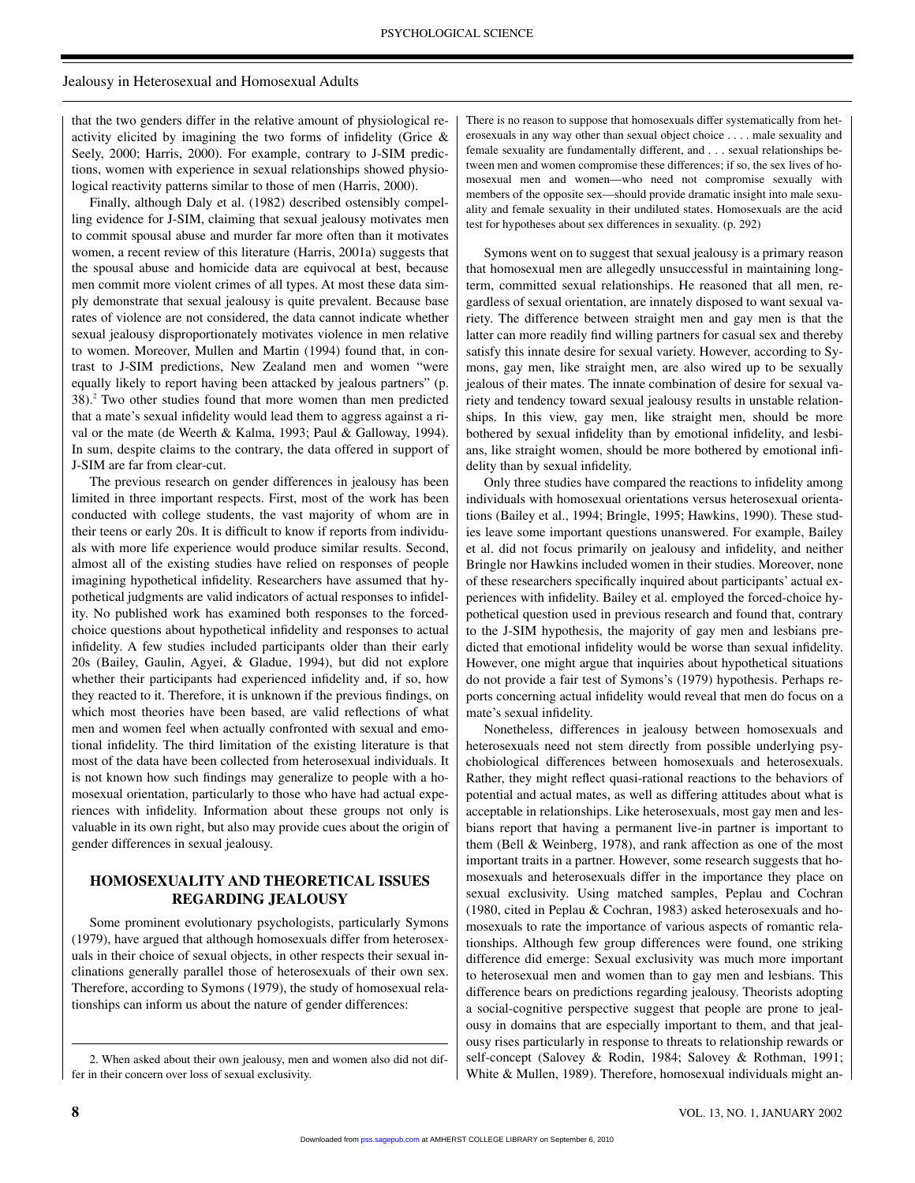that the two genders differ in the relative amount of physiological reactivity elicited by imagining the two forms of infidelity (Grice & Seely, 2000; Harris, 2000). For example, contrary to J-SIM predictions, women with experience in sexual relationships showed physiological reactivity patterns similar to those of men (Harris, 2000).

Finally, although Daly et al. (1982) described ostensibly compelling evidence for J-SIM, claiming that sexual jealousy motivates men to commit spousal abuse and murder far more often than it motivates women, a recent review of this literature (Harris, 2001a) suggests that the spousal abuse and homicide data are equivocal at best, because men commit more violent crimes of all types. At most these data simply demonstrate that sexual jealousy is quite prevalent. Because base rates of violence are not considered, the data cannot indicate whether sexual jealousy disproportionately motivates violence in men relative to women. Moreover, Mullen and Martin (1994) found that, in contrast to J-SIM predictions, New Zealand men and women "were equally likely to report having been attacked by jealous partners" (p. 38).[2] Two other studies found that more women than men predicted that a mate's sexual infidelity would lead them to aggress against a rival or the mate (de Weerth & Kalma, 1993; Paul & Galloway, 1994). In sum, despite claims to the contrary, the data offered in support of J-SIM are far from clear-cut.

The previous research on gender differences in jealousy has been limited in three important respects. First, most of the work has been conducted with college students, the vast majority of whom are in their teens or early 20s. It is difficult to know if reports from individuals with more life experience would produce similar results. Second, almost all of the existing studies have relied on responses of people imagining hypothetical infidelity. Researchers have assumed that hypothetical judgments are valid indicators of actual responses to infidelity. No published work has examined both responses to the forced-choice questions about hypothetical infidelity and responses to actual infidelity. A few studies included participants older than their early 20s (Bailey, Gaulin, Agyei, & Gladue, 1994), but did not explore whether their participants had experienced infidelity and, if so, how they reacted to it. Therefore, it is unknown if the previous findings, on which most theories have been based, are valid reflections of what men and women feel when actually confronted with sexual and emotional infidelity. The third limitation of the existing literature is that most of the data have been collected from heterosexual individuals. It is not known how such findings may generalize to people with a homosexual orientation, particularly to those who have had actual experiences with infidelity. Information about these groups not only is valuable in its own right, but also may provide cues about the origin of gender differences in sexual jealousy.

## HOMOSEXUALITY AND THEORETICAL ISSUES REGARDING JEALOUSY

Some prominent evolutionary psychologists, particularly Symons (1979), have argued that although homosexuals differ from heterosexuals in their choice of sexual objects, in other respects their sexual inclinations generally parallel those of heterosexuals of their own sex. Therefore, according to Symons (1979), the study of homosexual relationships can inform us about the nature of gender differences:

> There is no reason to suppose that homosexuals differ systematically from heterosexuals in any way other than sexual object choice . . . . male sexuality and female sexuality are fundamentally different, and . . . sexual relationships between men and women compromise these differences; if so, the sex lives of homosexual men and women—who need not compromise sexually with members of the opposite sex—should provide dramatic insight into male sexuality and female sexuality in their undiluted states. Homosexuals are the acid test for hypotheses about sex differences in sexuality. (p. 292)

Symons went on to suggest that sexual jealousy is a primary reason that homosexual men are allegedly unsuccessful in maintaining long-term, committed sexual relationships. He reasoned that all men, regardless of sexual orientation, are innately disposed to want sexual variety. The difference between straight men and gay men is that the latter can more readily find willing partners for casual sex and thereby satisfy this innate desire for sexual variety. However, according to Symons, gay men, like straight men, are also wired up to be sexually jealous of their mates. The innate combination of desire for sexual variety and tendency toward sexual jealousy results in unstable relationships. In this view, gay men, like straight men, should be more bothered by sexual infidelity than by emotional infidelity, and lesbians, like straight women, should be more bothered by emotional infidelity than by sexual infidelity.

Only three studies have compared the reactions to infidelity among individuals with homosexual orientations versus heterosexual orientations (Bailey et al., 1994; Bringle, 1995; Hawkins, 1990). These studies leave some important questions unanswered. For example, Bailey et al. did not focus primarily on jealousy and infidelity, and neither Bringle nor Hawkins included women in their studies. Moreover, none of these researchers specifically inquired about participants' actual experiences with infidelity. Bailey et al. employed the forced-choice hypothetical question used in previous research and found that, contrary to the J-SIM hypothesis, the majority of gay men and lesbians predicted that emotional infidelity would be worse than sexual infidelity. However, one might argue that inquiries about hypothetical situations do not provide a fair test of Symons's (1979) hypothesis. Perhaps reports concerning actual infidelity would reveal that men do focus on a mate's sexual infidelity.

Nonetheless, differences in jealousy between homosexuals and heterosexuals need not stem directly from possible underlying psychobiological differences between homosexuals and heterosexuals. Rather, they might reflect quasi-rational reactions to the behaviors of potential and actual mates, as well as differing attitudes about what is acceptable in relationships. Like heterosexuals, most gay men and lesbians report that having a permanent live-in partner is important to them (Bell & Weinberg, 1978), and rank affection as one of the most important traits in a partner. However, some research suggests that homosexuals and heterosexuals differ in the importance they place on sexual exclusivity. Using matched samples, Peplau and Cochran (1980, cited in Peplau & Cochran, 1983) asked heterosexuals and homosexuals to rate the importance of various aspects of romantic relationships. Although few group differences were found, one striking difference did emerge: Sexual exclusivity was much more important to heterosexual men and women than to gay men and lesbians. This difference bears on predictions regarding jealousy. Theorists adopting a social-cognitive perspective suggest that people are prone to jealousy in domains that are especially important to them, and that jealousy rises particularly in response to threats to relationship rewards or self-concept (Salovey & Rodin, 1984; Salovey & Rothman, 1991; White & Mullen, 1989). Therefore, homosexual individuals might an-

2. When asked about their own jealousy, men and women also did not differ in their concern over loss of sexual exclusivity.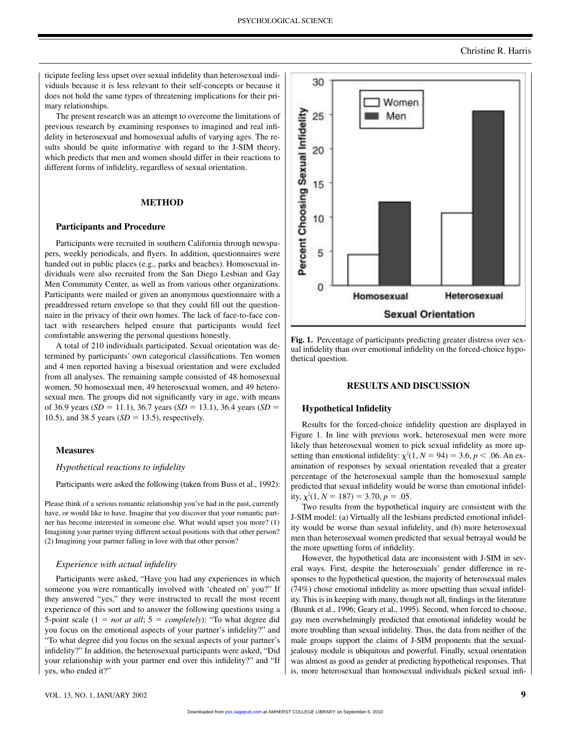ticipate feeling less upset over sexual infidelity than heterosexual individuals because it is less relevant to their self-concepts or because it does not hold the same types of threatening implications for their primary relationships.

The present research was an attempt to overcome the limitations of previous research by examining responses to imagined and real infidelity in heterosexual and homosexual adults of varying ages. The results should be quite informative with regard to the J-SIM theory, which predicts that men and women should differ in their reactions to different forms of infidelity, regardless of sexual orientation.

## METHOD

### Participants and Procedure

Participants were recruited in southern California through newspapers, weekly periodicals, and flyers. In addition, questionnaires were handed out in public places (e.g., parks and beaches). Homosexual individuals were also recruited from the San Diego Lesbian and Gay Men Community Center, as well as from various other organizations. Participants were mailed or given an anonymous questionnaire with a preaddressed return envelope so that they could fill out the questionnaire in the privacy of their own homes. The lack of face-to-face contact with researchers helped ensure that participants would feel comfortable answering the personal questions honestly.

A total of 210 individuals participated. Sexual orientation was determined by participants' own categorical classifications. Ten women and 4 men reported having a bisexual orientation and were excluded from all analyses. The remaining sample consisted of 48 homosexual women, 50 homosexual men, 49 heterosexual women, and 49 heterosexual men. The groups did not significantly vary in age, with means of 36.9 years ($SD$ = 11.1), 36.7 years ($SD$ = 13.1), 36.4 years ($SD$ = 10.5), and 38.5 years ($SD$ = 13.5), respectively.

### Measures

#### *Hypothetical reactions to infidelity*

Participants were asked the following (taken from Buss et al., 1992):

Please think of a serious romantic relationship you've had in the past, currently have, or would like to have. Imagine that you discover that your romantic partner has become interested in someone else. What would upset you more? (1) Imagining your partner trying different sexual positions with that other person? (2) Imagining your partner falling in love with that other person?

#### *Experience with actual infidelity*

Participants were asked, "Have you had any experiences in which someone you were romantically involved with 'cheated on' you?" If they answered "yes," they were instructed to recall the most recent experience of this sort and to answer the following questions using a 5-point scale (1 = *not at all*; 5 = *completely*): "To what degree did you focus on the emotional aspects of your partner's infidelity?" and "To what degree did you focus on the sexual aspects of your partner's infidelity?" In addition, the heterosexual participants were asked, "Did your relationship with your partner end over this infidelity?" and "If yes, who ended it?"

30
25
20
15
10
5
0
Percent Choosing Sexual Infidelity
Women
Men
Homosexual
Heterosexual
Sexual Orientation

**Fig. 1.** Percentage of participants predicting greater distress over sexual infidelity than over emotional infidelity on the forced-choice hypothetical question.

## RESULTS AND DISCUSSION

### Hypothetical Infidelity

Results for the forced-choice infidelity question are displayed in Figure 1. In line with previous work, heterosexual men were more likely than heterosexual women to pick sexual infidelity as more upsetting than emotional infidelity: $\chi^2(1, N = 94) = 3.6, p < .06$. An examination of responses by sexual orientation revealed that a greater percentage of the heterosexual sample than the homosexual sample predicted that sexual infidelity would be worse than emotional infidelity, $\chi^2(1, N = 187) = 3.70, p = .05$.

Two results from the hypothetical inquiry are consistent with the J-SIM model: (a) Virtually all the lesbians predicted emotional infidelity would be worse than sexual infidelity, and (b) more heterosexual men than heterosexual women predicted that sexual betrayal would be the more upsetting form of infidelity.

However, the hypothetical data are inconsistent with J-SIM in several ways. First, despite the heterosexuals' gender difference in responses to the hypothetical question, the majority of heterosexual males (74%) chose emotional infidelity as more upsetting than sexual infidelity. This is in keeping with many, though not all, findings in the literature (Buunk et al., 1996; Geary et al., 1995). Second, when forced to choose, gay men overwhelmingly predicted that emotional infidelity would be more troubling than sexual infidelity. Thus, the data from neither of the male groups support the claims of J-SIM proponents that the sexual-jealousy module is ubiquitous and powerful. Finally, sexual orientation was almost as good as gender at predicting hypothetical responses. That is, more heterosexual than homosexual individuals picked sexual infi-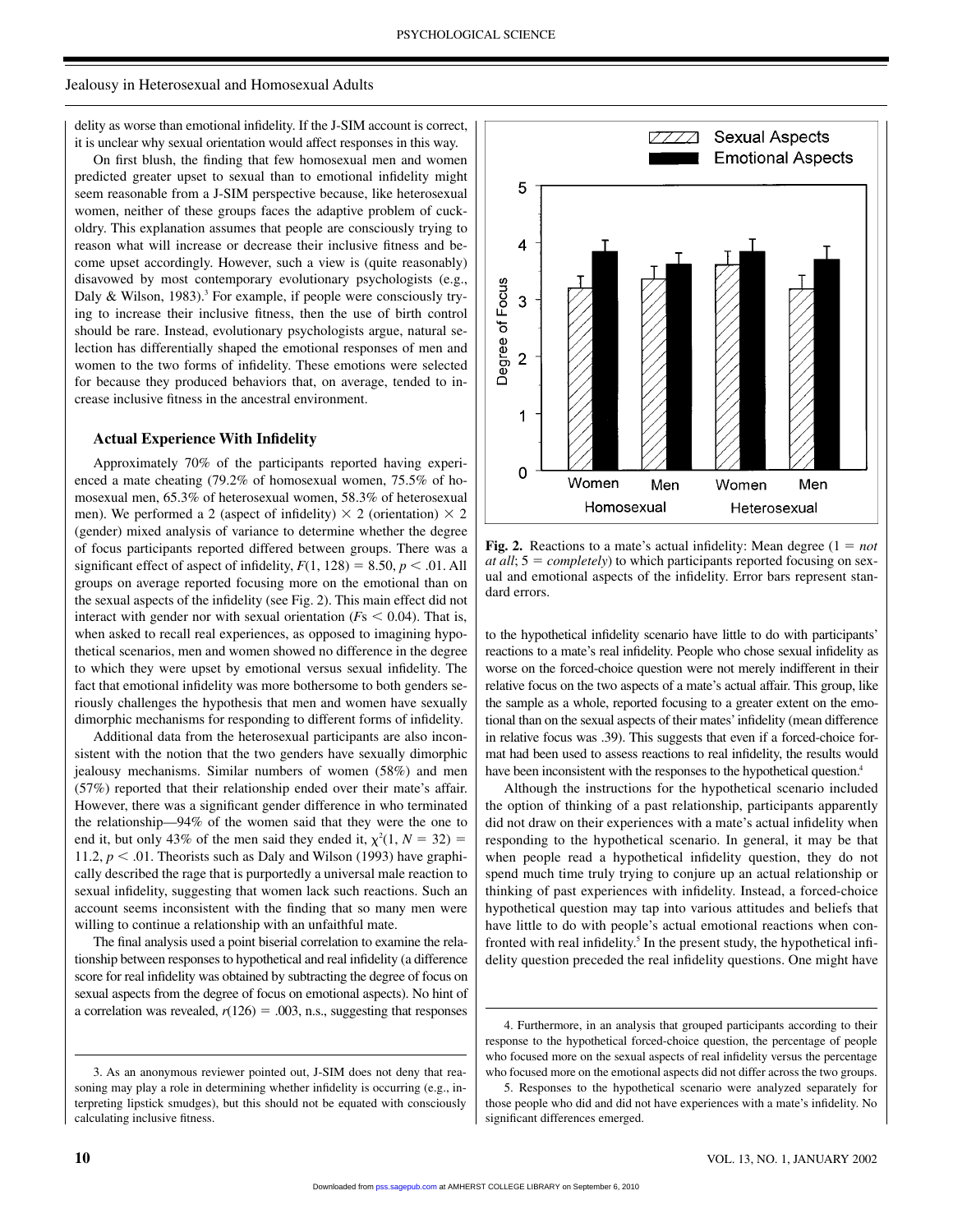delity as worse than emotional infidelity. If the J-SIM account is correct, it is unclear why sexual orientation would affect responses in this way.

On first blush, the finding that few homosexual men and women predicted greater upset to sexual than to emotional infidelity might seem reasonable from a J-SIM perspective because, like heterosexual women, neither of these groups faces the adaptive problem of cuckoldry. This explanation assumes that people are consciously trying to reason what will increase or decrease their inclusive fitness and become upset accordingly. However, such a view is (quite reasonably) disavowed by most contemporary evolutionary psychologists (e.g., Daly & Wilson, 1983).[3] For example, if people were consciously trying to increase their inclusive fitness, then the use of birth control should be rare. Instead, evolutionary psychologists argue, natural selection has differentially shaped the emotional responses of men and women to the two forms of infidelity. These emotions were selected for because they produced behaviors that, on average, tended to increase inclusive fitness in the ancestral environment.

### Actual Experience With Infidelity

Approximately 70% of the participants reported having experienced a mate cheating (79.2% of homosexual women, 75.5% of homosexual men, 65.3% of heterosexual women, 58.3% of heterosexual men). We performed a 2 (aspect of infidelity) × 2 (orientation) × 2 (gender) mixed analysis of variance to determine whether the degree of focus participants reported differed between groups. There was a significant effect of aspect of infidelity, $F(1, 128) = 8.50$, $p < .01$. All groups on average reported focusing more on the emotional than on the sexual aspects of the infidelity (see Fig. 2). This main effect did not interact with gender nor with sexual orientation ($F$s $< 0.04$). That is, when asked to recall real experiences, as opposed to imagining hypothetical scenarios, men and women showed no difference in the degree to which they were upset by emotional versus sexual infidelity. The fact that emotional infidelity was more bothersome to both genders seriously challenges the hypothesis that men and women have sexually dimorphic mechanisms for responding to different forms of infidelity.

Additional data from the heterosexual participants are also inconsistent with the notion that the two genders have sexually dimorphic jealousy mechanisms. Similar numbers of women (58%) and men (57%) reported that their relationship ended over their mate's affair. However, there was a significant gender difference in who terminated the relationship—94% of the women said that they were the one to end it, but only 43% of the men said they ended it, $\chi^2(1, N = 32) = 11.2$, $p < .01$. Theorists such as Daly and Wilson (1993) have graphically described the rage that is purportedly a universal male reaction to sexual infidelity, suggesting that women lack such reactions. Such an account seems inconsistent with the finding that so many men were willing to continue a relationship with an unfaithful mate.

The final analysis used a point biserial correlation to examine the relationship between responses to hypothetical and real infidelity (a difference score for real infidelity was obtained by subtracting the degree of focus on sexual aspects from the degree of focus on emotional aspects). No hint of a correlation was revealed, $r(126) = .003$, n.s., suggesting that responses to the hypothetical infidelity scenario have little to do with participants' reactions to a mate's real infidelity. People who chose sexual infidelity as worse on the forced-choice question were not merely indifferent in their relative focus on the two aspects of a mate's actual affair. This group, like the sample as a whole, reported focusing to a greater extent on the emotional than on the sexual aspects of their mates' infidelity (mean difference in relative focus was .39). This suggests that even if a forced-choice format had been used to assess reactions to real infidelity, the results would have been inconsistent with the responses to the hypothetical question.[4]

Sexual Aspects
Emotional Aspects
Degree of Focus
0 1 2 3 4 5
Women Men Women Men
Homosexual Heterosexual

**Fig. 2.** Reactions to a mate's actual infidelity: Mean degree (1 = *not at all*; 5 = *completely*) to which participants reported focusing on sexual and emotional aspects of the infidelity. Error bars represent standard errors.

Although the instructions for the hypothetical scenario included the option of thinking of a past relationship, participants apparently did not draw on their experiences with a mate's actual infidelity when responding to the hypothetical scenario. In general, it may be that when people read a hypothetical infidelity question, they do not spend much time truly trying to conjure up an actual relationship or thinking of past experiences with infidelity. Instead, a forced-choice hypothetical question may tap into various attitudes and beliefs that have little to do with people's actual emotional reactions when confronted with real infidelity.[5] In the present study, the hypothetical infidelity question preceded the real infidelity questions. One might have

3. As an anonymous reviewer pointed out, J-SIM does not deny that reasoning may play a role in determining whether infidelity is occurring (e.g., interpreting lipstick smudges), but this should not be equated with consciously calculating inclusive fitness.

4. Furthermore, in an analysis that grouped participants according to their response to the hypothetical forced-choice question, the percentage of people who focused more on the sexual aspects of real infidelity versus the percentage who focused more on the emotional aspects did not differ across the two groups.

5. Responses to the hypothetical scenario were analyzed separately for those people who did and did not have experiences with a mate's infidelity. No significant differences emerged.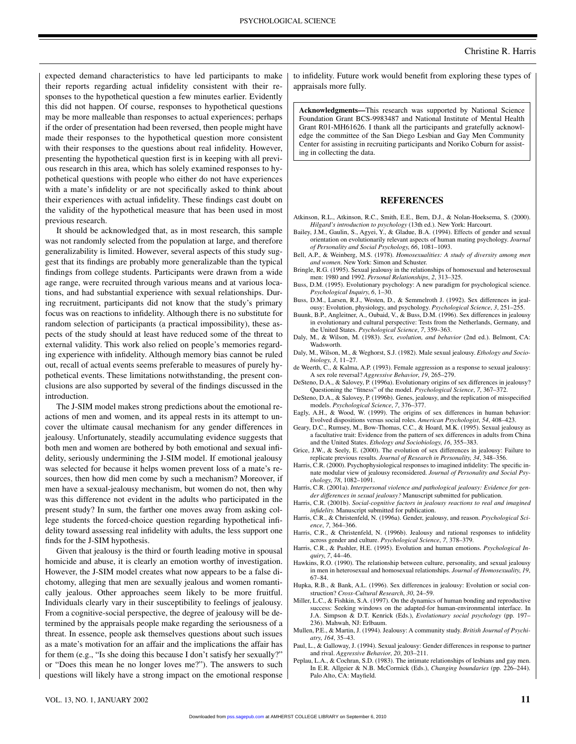expected demand characteristics to have led participants to make their reports regarding actual infidelity consistent with their responses to the hypothetical question a few minutes earlier. Evidently this did not happen. Of course, responses to hypothetical questions may be more malleable than responses to actual experiences; perhaps if the order of presentation had been reversed, then people might have made their responses to the hypothetical question more consistent with their responses to the questions about real infidelity. However, presenting the hypothetical question first is in keeping with all previous research in this area, which has solely examined responses to hypothetical questions with people who either do not have experiences with a mate's infidelity or are not specifically asked to think about their experiences with actual infidelity. These findings cast doubt on the validity of the hypothetical measure that has been used in most previous research.

It should be acknowledged that, as in most research, this sample was not randomly selected from the population at large, and therefore generalizability is limited. However, several aspects of this study suggest that its findings are probably more generalizable than the typical findings from college students. Participants were drawn from a wide age range, were recruited through various means and at various locations, and had substantial experience with sexual relationships. During recruitment, participants did not know that the study's primary focus was on reactions to infidelity. Although there is no substitute for random selection of participants (a practical impossibility), these aspects of the study should at least have reduced some of the threat to external validity. This work also relied on people's memories regarding experience with infidelity. Although memory bias cannot be ruled out, recall of actual events seems preferable to measures of purely hypothetical events. These limitations notwithstanding, the present conclusions are also supported by several of the findings discussed in the introduction.

The J-SIM model makes strong predictions about the emotional reactions of men and women, and its appeal rests in its attempt to uncover the ultimate causal mechanism for any gender differences in jealousy. Unfortunately, steadily accumulating evidence suggests that both men and women are bothered by both emotional and sexual infidelity, seriously undermining the J-SIM model. If emotional jealousy was selected for because it helps women prevent loss of a mate's resources, then how did men come by such a mechanism? Moreover, if men have a sexual-jealousy mechanism, but women do not, then why was this difference not evident in the adults who participated in the present study? In sum, the farther one moves away from asking college students the forced-choice question regarding hypothetical infidelity toward assessing real infidelity with adults, the less support one finds for the J-SIM hypothesis.

Given that jealousy is the third or fourth leading motive in spousal homicide and abuse, it is clearly an emotion worthy of investigation. However, the J-SIM model creates what now appears to be a false dichotomy, alleging that men are sexually jealous and women romantically jealous. Other approaches seem likely to be more fruitful. Individuals clearly vary in their susceptibility to feelings of jealousy. From a cognitive-social perspective, the degree of jealousy will be determined by the appraisals people make regarding the seriousness of a threat. In essence, people ask themselves questions about such issues as a mate's motivation for an affair and the implications the affair has for them (e.g., "Is she doing this because I don't satisfy her sexually?" or "Does this mean he no longer loves me?"). The answers to such questions will likely have a strong impact on the emotional response to infidelity. Future work would benefit from exploring these types of appraisals more fully.

**Acknowledgments—**This research was supported by National Science Foundation Grant BCS-9983487 and National Institute of Mental Health Grant R01-MH61626. I thank all the participants and gratefully acknowledge the committee of the San Diego Lesbian and Gay Men Community Center for assisting in recruiting participants and Noriko Coburn for assisting in collecting the data.

## REFERENCES

Atkinson, R.L., Atkinson, R.C., Smith, E.E., Bem, D.J., & Nolan-Hoeksema, S. (2000). *Hilgard's introduction to psychology* (13th ed.). New York: Harcourt.

Bailey, J.M., Gaulin, S., Agyei, Y., & Gladue, B.A. (1994). Effects of gender and sexual orientation on evolutionarily relevant aspects of human mating psychology. *Journal of Personality and Social Psychology*, *66*, 1081–1093.

Bell, A.P., & Weinberg, M.S. (1978). *Homosexualities: A study of diversity among men and women*. New York: Simon and Schuster.

Bringle, R.G. (1995). Sexual jealousy in the relationships of homosexual and heterosexual men: 1980 and 1992. *Personal Relationships*, *2*, 313–325.

Buss, D.M. (1995). Evolutionary psychology: A new paradigm for psychological science. *Psychological Inquiry*, *6*, 1–30.

Buss, D.M., Larsen, R.J., Westen, D., & Semmelroth J. (1992). Sex differences in jealousy: Evolution, physiology, and psychology. *Psychological Science*, *3*, 251–255.

Buunk, B.P., Angleitner, A., Oubaid, V., & Buss, D.M. (1996). Sex differences in jealousy in evolutionary and cultural perspective: Tests from the Netherlands, Germany, and the United States. *Psychological Science*, *7*, 359–363.

Daly, M., & Wilson, M. (1983). *Sex, evolution, and behavior* (2nd ed.). Belmont, CA: Wadsworth.

Daly, M., Wilson, M., & Weghorst, S.J. (1982). Male sexual jealousy. *Ethology and Sociobiology*, *3*, 11–27.

de Weerth, C., & Kalma, A.P. (1993). Female aggression as a response to sexual jealousy: A sex role reversal? *Aggressive Behavior*, *19*, 265–279.

DeSteno, D.A., & Salovey, P. (1996a). Evolutionary origins of sex differences in jealousy? Questioning the "fitness" of the model. *Psychological Science*, *7*, 367–372.

DeSteno, D.A., & Salovey, P. (1996b). Genes, jealousy, and the replication of misspecified models. *Psychological Science*, *7*, 376–377.

Eagly, A.H., & Wood, W. (1999). The origins of sex differences in human behavior: Evolved dispositions versus social roles. *American Psychologist*, *54*, 408–423.

Geary, D.C., Rumsey, M., Bow-Thomas, C.C., & Hoard, M.K. (1995). Sexual jealousy as a facultative trait: Evidence from the pattern of sex differences in adults from China and the United States. *Ethology and Sociobiology*, *16*, 355–383.

Grice, J.W., & Seely, E. (2000). The evolution of sex differences in jealousy: Failure to replicate previous results. *Journal of Research in Personality*, *34*, 348–356.

Harris, C.R. (2000). Psychophysiological responses to imagined infidelity: The specific innate modular view of jealousy reconsidered. *Journal of Personality and Social Psychology*, *78*, 1082–1091.

Harris, C.R. (2001a). *Interpersonal violence and pathological jealousy: Evidence for gender differences in sexual jealousy?* Manuscript submitted for publication.

Harris, C.R. (2001b). *Social-cognitive factors in jealousy reactions to real and imagined infidelity*. Manuscript submitted for publication.

Harris, C.R., & Christenfeld, N. (1996a). Gender, jealousy, and reason. *Psychological Science*, *7*, 364–366.

Harris, C.R., & Christenfeld, N. (1996b). Jealousy and rational responses to infidelity across gender and culture. *Psychological Science*, *7*, 378–379.

Harris, C.R., & Pashler, H.E. (1995). Evolution and human emotions. *Psychological Inquiry*, *7*, 44–46.

Hawkins, R.O. (1990). The relationship between culture, personality, and sexual jealousy in men in heterosexual and homosexual relationships. *Journal of Homosexuality*, *19*, 67–84.

Hupka, R.B., & Bank, A.L. (1996). Sex differences in jealousy: Evolution or social construction? *Cross-Cultural Research*, *30*, 24–59.

Miller, L.C., & Fishkin, S.A. (1997). On the dynamics of human bonding and reproductive success: Seeking windows on the adapted-for human-environmental interface. In J.A. Simpson & D.T. Kenrick (Eds.), *Evolutionary social psychology* (pp. 197–236). Mahwah, NJ: Erlbaum.

Mullen, P.E., & Martin, J. (1994). Jealousy: A community study. *British Journal of Psychiatry*, *164*, 35–43.

Paul, L., & Galloway, J. (1994). Sexual jealousy: Gender differences in response to partner and rival. *Aggressive Behavior*, *20*, 203–211.

Peplau, L.A., & Cochran, S.D. (1983). The intimate relationships of lesbians and gay men. In E.R. Allgeier & N.B. McCormick (Eds.), *Changing boundaries* (pp. 226–244). Palo Alto, CA: Mayfield.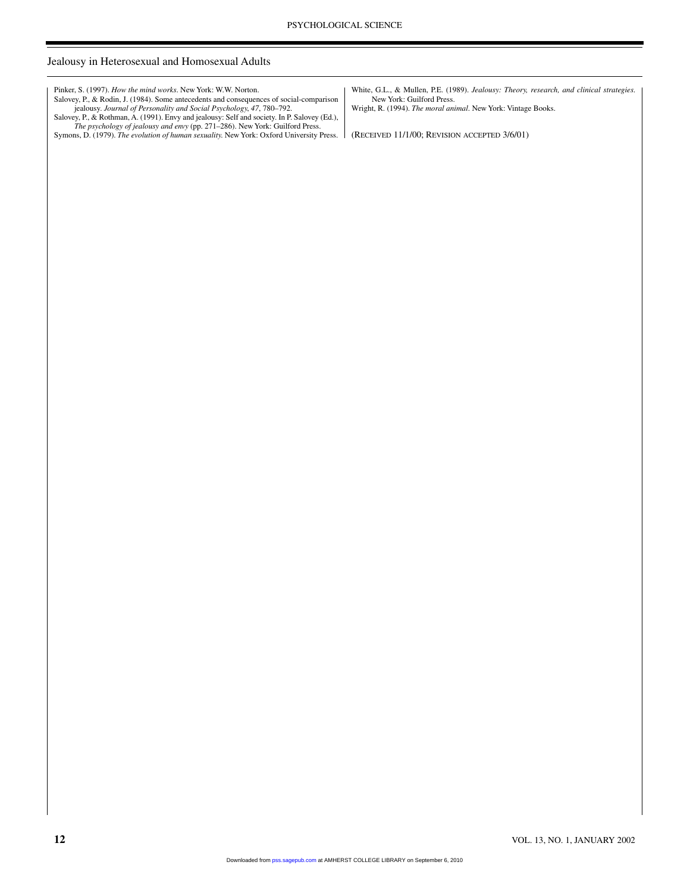Pinker, S. (1997). *How the mind works*. New York: W.W. Norton.

Salovey, P., & Rodin, J. (1984). Some antecedents and consequences of social-comparison jealousy. *Journal of Personality and Social Psychology*, *47*, 780–792.

Salovey, P., & Rothman, A. (1991). Envy and jealousy: Self and society. In P. Salovey (Ed.), *The psychology of jealousy and envy* (pp. 271–286). New York: Guilford Press.

Symons, D. (1979). *The evolution of human sexuality.* New York: Oxford University Press.

White, G.L., & Mullen, P.E. (1989). *Jealousy: Theory, research, and clinical strategies.* New York: Guilford Press.

Wright, R. (1994). *The moral animal*. New York: Vintage Books.

(RECEIVED 11/1/00; REVISION ACCEPTED 3/6/01)